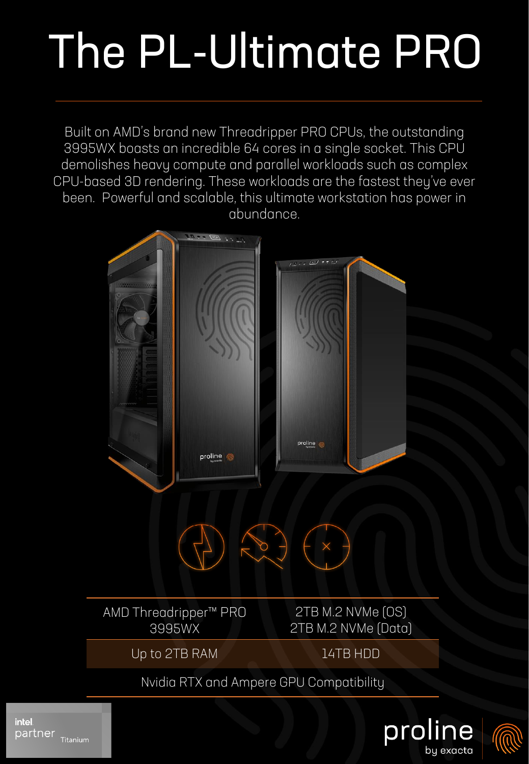# The PL-Ultimate PRO

Built on AMD's brand new Threadripper PRO CPUs, the outstanding 3995WX boasts an incredible 64 cores in a single socket. This CPU demolishes heavy compute and parallel workloads such as complex CPU-based 3D rendering. These workloads are the fastest they've ever been. Powerful and scalable, this ultimate workstation has power in abundance.

| AMD Threadripper™ PRO 3995WX | 2TB M.2 NVMe (OS) 2TB M.2 NVMe (Data) |
|---|---|
| Up to 2TB RAM | 14TB HDD |

Nvidia RTX and Ampere GPU Compatibility

intel partner Titanium

proline by exacta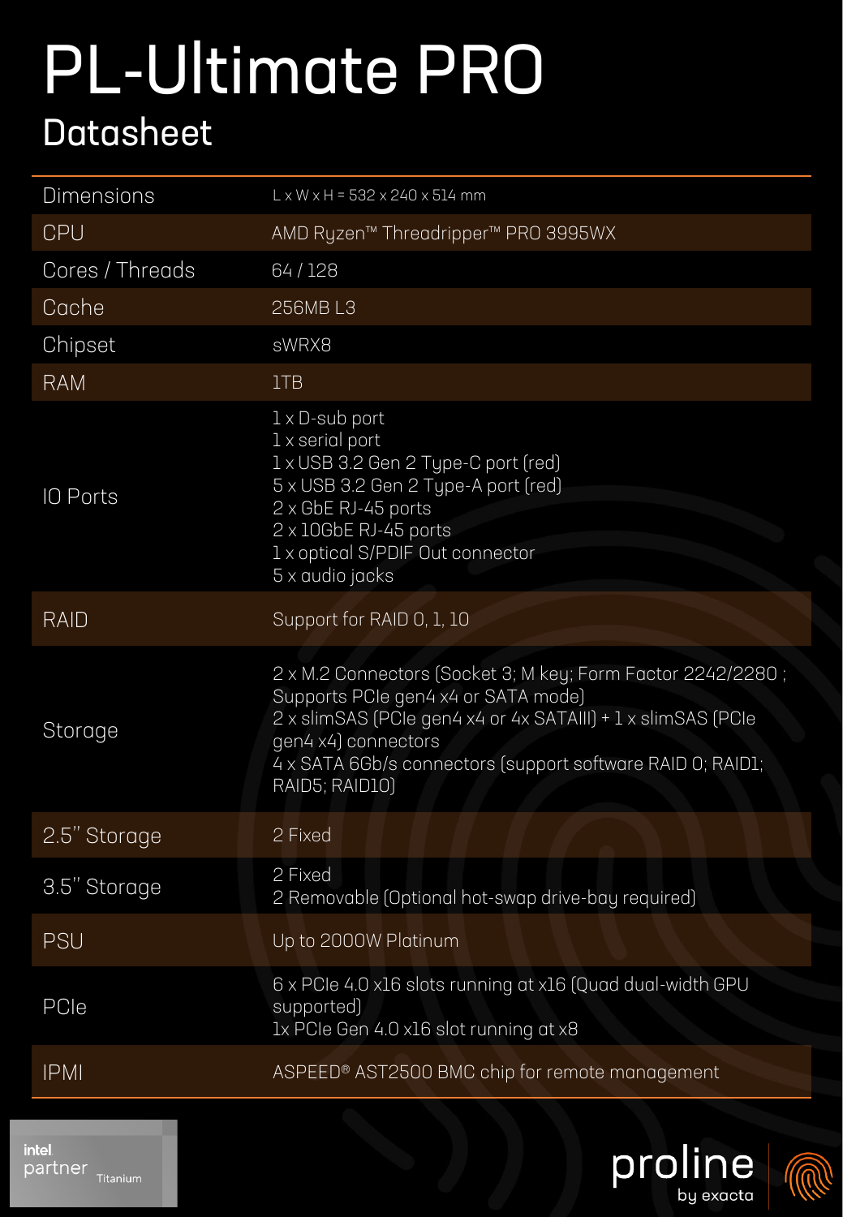# PL-Ultimate PRO

## Datasheet

| | |
|---|---|
| Dimensions | L x W x H = 532 x 240 x 514 mm |
| CPU | AMD Ryzen™ Threadripper™ PRO 3995WX |
| Cores / Threads | 64 / 128 |
| Cache | 256MB L3 |
| Chipset | sWRX8 |
| RAM | 1TB |
| IO Ports | 1 x D-sub port<br>1 x serial port<br>1 x USB 3.2 Gen 2 Type-C port (red)<br>5 x USB 3.2 Gen 2 Type-A port (red)<br>2 x GbE RJ-45 ports<br>2 x 10GbE RJ-45 ports<br>1 x optical S/PDIF Out connector<br>5 x audio jacks |
| RAID | Support for RAID 0, 1, 10 |
| Storage | 2 x M.2 Connectors (Socket 3; M key; Form Factor 2242/2280 ; Supports PCIe gen4 x4 or SATA mode)<br>2 x slimSAS (PCIe gen4 x4 or 4x SATAIII) + 1 x slimSAS (PCIe gen4 x4) connectors<br>4 x SATA 6Gb/s connectors (support software RAID 0; RAID1; RAID5; RAID10) |
| 2.5" Storage | 2 Fixed |
| 3.5" Storage | 2 Fixed<br>2 Removable (Optional hot-swap drive-bay required) |
| PSU | Up to 2000W Platinum |
| PCIe | 6 x PCIe 4.0 x16 slots running at x16 (Quad dual-width GPU supported)<br>1x PCIe Gen 4.0 x16 slot running at x8 |
| IPMI | ASPEED® AST2500 BMC chip for remote management |

intel partner Titanium

proline by exacta